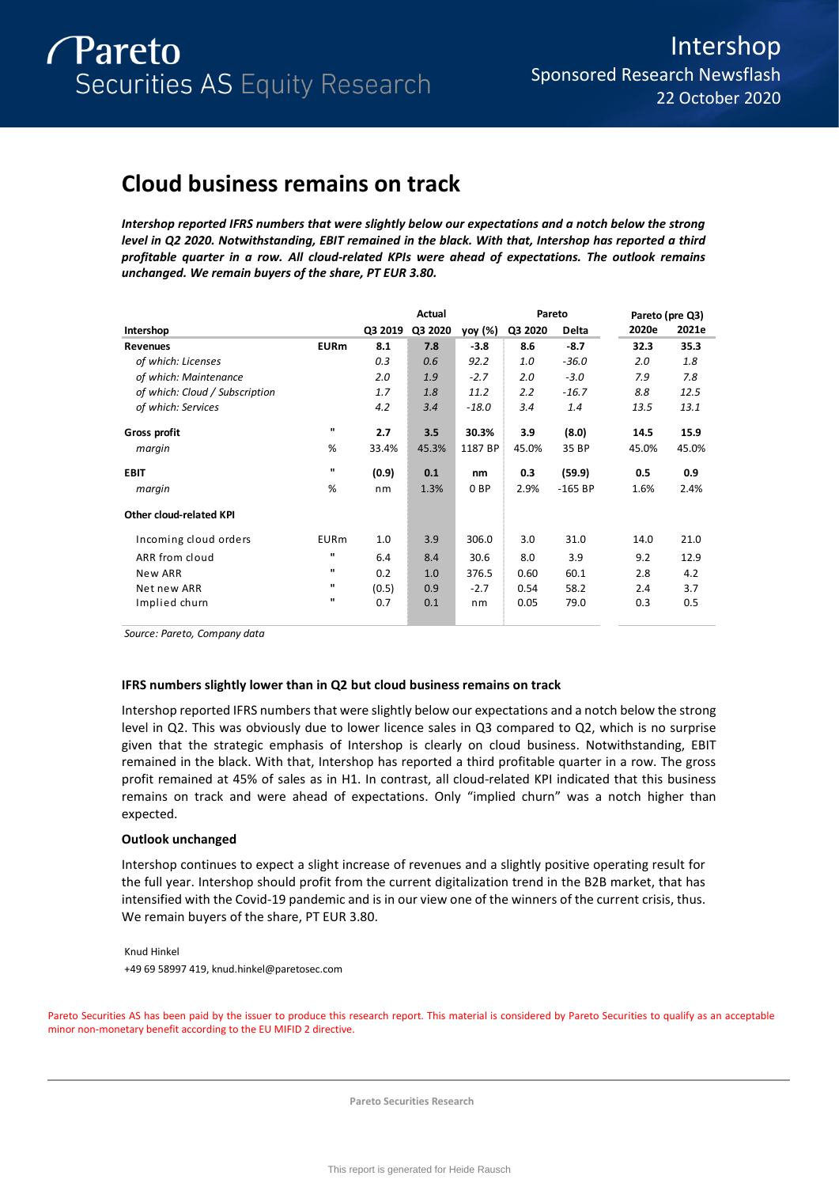Intershop
Sponsored Research Newsflash
22 October 2020

# Cloud business remains on track

***Intershop reported IFRS numbers that were slightly below our expectations and a notch below the strong level in Q2 2020. Notwithstanding, EBIT remained in the black. With that, Intershop has reported a third profitable quarter in a row. All cloud-related KPIs were ahead of expectations. The outlook remains unchanged. We remain buyers of the share, PT EUR 3.80.***

| | | Actual | | | Pareto | | Pareto (pre Q3) | |
|---|---|---|---|---|---|---|---|---|
| **Intershop** | | **Q3 2019** | **Q3 2020** | **yoy (%)** | **Q3 2020** | **Delta** | **2020e** | **2021e** |
| **Revenues** | **EURm** | **8.1** | **7.8** | **-3.8** | **8.6** | **-8.7** | **32.3** | **35.3** |
| *of which: Licenses* | | *0.3* | *0.6* | *92.2* | *1.0* | *-36.0* | *2.0* | *1.8* |
| *of which: Maintenance* | | *2.0* | *1.9* | *-2.7* | *2.0* | *-3.0* | *7.9* | *7.8* |
| *of which: Cloud / Subscription* | | *1.7* | *1.8* | *11.2* | *2.2* | *-16.7* | *8.8* | *12.5* |
| *of which: Services* | | *4.2* | *3.4* | *-18.0* | *3.4* | *1.4* | *13.5* | *13.1* |
| **Gross profit** | " | **2.7** | **3.5** | **30.3%** | **3.9** | **(8.0)** | **14.5** | **15.9** |
| *margin* | % | 33.4% | 45.3% | 1187 BP | 45.0% | 35 BP | 45.0% | 45.0% |
| **EBIT** | " | **(0.9)** | **0.1** | **nm** | **0.3** | **(59.9)** | **0.5** | **0.9** |
| *margin* | % | nm | 1.3% | 0 BP | 2.9% | -165 BP | 1.6% | 2.4% |
| **Other cloud-related KPI** | | | | | | | | |
| Incoming cloud orders | EURm | 1.0 | 3.9 | 306.0 | 3.0 | 31.0 | 14.0 | 21.0 |
| ARR from cloud | " | 6.4 | 8.4 | 30.6 | 8.0 | 3.9 | 9.2 | 12.9 |
| New ARR | " | 0.2 | 1.0 | 376.5 | 0.60 | 60.1 | 2.8 | 4.2 |
| Net new ARR | " | (0.5) | 0.9 | -2.7 | 0.54 | 58.2 | 2.4 | 3.7 |
| Implied churn | " | 0.7 | 0.1 | nm | 0.05 | 79.0 | 0.3 | 0.5 |

*Source: Pareto, Company data*

### IFRS numbers slightly lower than in Q2 but cloud business remains on track

Intershop reported IFRS numbers that were slightly below our expectations and a notch below the strong level in Q2. This was obviously due to lower licence sales in Q3 compared to Q2, which is no surprise given that the strategic emphasis of Intershop is clearly on cloud business. Notwithstanding, EBIT remained in the black. With that, Intershop has reported a third profitable quarter in a row. The gross profit remained at 45% of sales as in H1. In contrast, all cloud-related KPI indicated that this business remains on track and were ahead of expectations. Only "implied churn" was a notch higher than expected.

### Outlook unchanged

Intershop continues to expect a slight increase of revenues and a slightly positive operating result for the full year. Intershop should profit from the current digitalization trend in the B2B market, that has intensified with the Covid-19 pandemic and is in our view one of the winners of the current crisis, thus. We remain buyers of the share, PT EUR 3.80.

Knud Hinkel
+49 69 58997 419, knud.hinkel@paretosec.com

Pareto Securities AS has been paid by the issuer to produce this research report. This material is considered by Pareto Securities to qualify as an acceptable minor non-monetary benefit according to the EU MIFID 2 directive.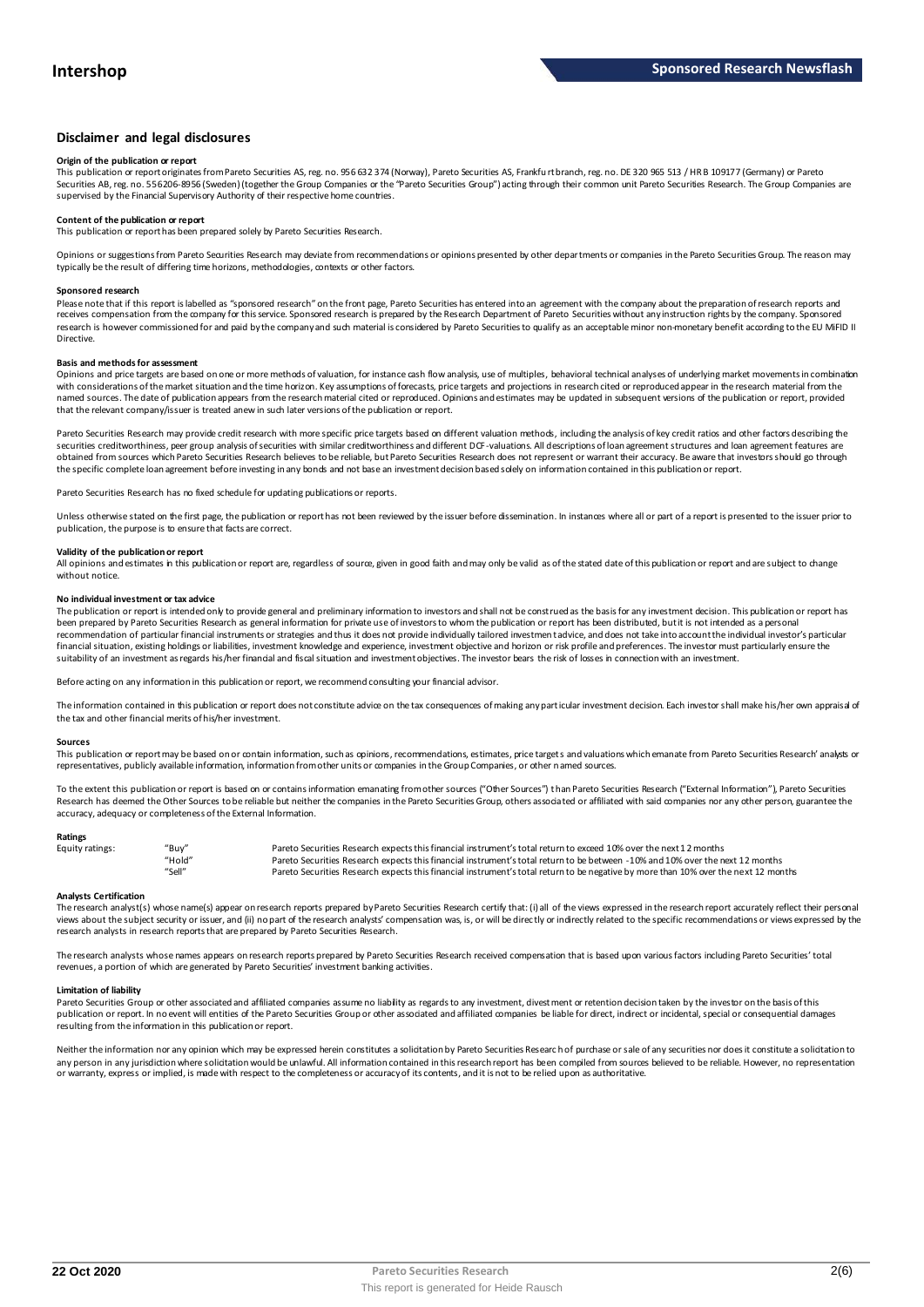## Disclaimer and legal disclosures

**Origin of the publication or report**

This publication or report originates from Pareto Securities AS, reg. no. 956 632 374 (Norway), Pareto Securities AS, Frankfurt branch, reg. no. DE 320 965 513 / HR B 109177 (Germany) or Pareto Securities AB, reg. no. 556206-8956 (Sweden) (together the Group Companies or the "Pareto Securities Group") acting through their common unit Pareto Securities Research. The Group Companies are supervised by the Financial Supervisory Authority of their respective home countries.

**Content of the publication or report**

This publication or report has been prepared solely by Pareto Securities Research.

Opinions or suggestions from Pareto Securities Research may deviate from recommendations or opinions presented by other departments or companies in the Pareto Securities Group. The reason may typically be the result of differing time horizons, methodologies, contexts or other factors.

**Sponsored research**

Please note that if this report is labelled as "sponsored research" on the front page, Pareto Securities has entered into an agreement with the company about the preparation of research reports and receives compensation from the company for this service. Sponsored research is prepared by the Research Department of Pareto Securities without any instruction rights by the company. Sponsored research is however commissioned for and paid by the company and such material is considered by Pareto Securities to qualify as an acceptable minor non-monetary benefit according to the EU MiFID II Directive.

**Basis and methods for assessment**

Opinions and price targets are based on one or more methods of valuation, for instance cash flow analysis, use of multiples, behavioral technical analyses of underlying market movements in combination with considerations of the market situation and the time horizon. Key assumptions of forecasts, price targets and projections in research cited or reproduced appear in the research material from the named sources. The date of publication appears from the research material cited or reproduced. Opinions and estimates may be updated in subsequent versions of the publication or report, provided that the relevant company/issuer is treated anew in such later versions of the publication or report.

Pareto Securities Research may provide credit research with more specific price targets based on different valuation methods, including the analysis of key credit ratios and other factors describing the securities creditworthiness, peer group analysis of securities with similar creditworthiness and different DCF-valuations. All descriptions of loan agreement structures and loan agreement features are obtained from sources which Pareto Securities Research believes to be reliable, but Pareto Securities Research does not represent or warrant their accuracy. Be aware that investors should go through the specific complete loan agreement before investing in any bonds and not base an investment decision based solely on information contained in this publication or report.

Pareto Securities Research has no fixed schedule for updating publications or reports.

Unless otherwise stated on the first page, the publication or report has not been reviewed by the issuer before dissemination. In instances where all or part of a report is presented to the issuer prior to publication, the purpose is to ensure that facts are correct.

**Validity of the publication or report**

All opinions and estimates in this publication or report are, regardless of source, given in good faith and may only be valid as of the stated date of this publication or report and are subject to change without notice.

**No individual investment or tax advice**

The publication or report is intended only to provide general and preliminary information to investors and shall not be construed as the basis for any investment decision. This publication or report has been prepared by Pareto Securities Research as general information for private use of investors to whom the publication or report has been distributed, but it is not intended as a personal recommendation of particular financial instruments or strategies and thus it does not provide individually tailored investment advice, and does not take into account the individual investor's particular financial situation, existing holdings or liabilities, investment knowledge and experience, investment objective and horizon or risk profile and preferences. The investor must particularly ensure the suitability of an investment as regards his/her financial and fiscal situation and investment objectives. The investor bears the risk of losses in connection with an investment.

Before acting on any information in this publication or report, we recommend consulting your financial advisor.

The information contained in this publication or report does not constitute advice on the tax consequences of making any particular investment decision. Each investor shall make his/her own appraisal of the tax and other financial merits of his/her investment.

**Sources**

This publication or report may be based on or contain information, such as opinions, recommendations, estimates, price targets and valuations which emanate from Pareto Securities Research' analysts or representatives, publicly available information, information from other units or companies in the Group Companies, or other named sources.

To the extent this publication or report is based on or contains information emanating from other sources ("Other Sources") than Pareto Securities Research ("External Information"), Pareto Securities Research has deemed the Other Sources to be reliable but neither the companies in the Pareto Securities Group, others associated or affiliated with said companies nor any other person, guarantee the accuracy, adequacy or completeness of the External Information.

**Ratings**

| Equity ratings: | "Buy" | Pareto Securities Research expects this financial instrument's total return to exceed 10% over the next 12 months |
|---|---|---|
| | "Hold" | Pareto Securities Research expects this financial instrument's total return to be between -10% and 10% over the next 12 months |
| | "Sell" | Pareto Securities Research expects this financial instrument's total return to be negative by more than 10% over the next 12 months |

**Analysts Certification**

The research analyst(s) whose name(s) appear on research reports prepared by Pareto Securities Research certify that: (i) all of the views expressed in the research report accurately reflect their personal views about the subject security or issuer, and (ii) no part of the research analysts' compensation was, is, or will be directly or indirectly related to the specific recommendations or views expressed by the research analysts in research reports that are prepared by Pareto Securities Research.

The research analysts whose names appears on research reports prepared by Pareto Securities Research received compensation that is based upon various factors including Pareto Securities' total revenues, a portion of which are generated by Pareto Securities' investment banking activities.

**Limitation of liability**

Pareto Securities Group or other associated and affiliated companies assume no liability as regards to any investment, divestment or retention decision taken by the investor on the basis of this publication or report. In no event will entities of the Pareto Securities Group or other associated and affiliated companies be liable for direct, indirect or incidental, special or consequential damages resulting from the information in this publication or report.

Neither the information nor any opinion which may be expressed herein constitutes a solicitation by Pareto Securities Research of purchase or sale of any securities nor does it constitute a solicitation to any person in any jurisdiction where solicitation would be unlawful. All information contained in this research report has been compiled from sources believed to be reliable. However, no representation or warranty, express or implied, is made with respect to the completeness or accuracy of its contents, and it is not to be relied upon as authoritative.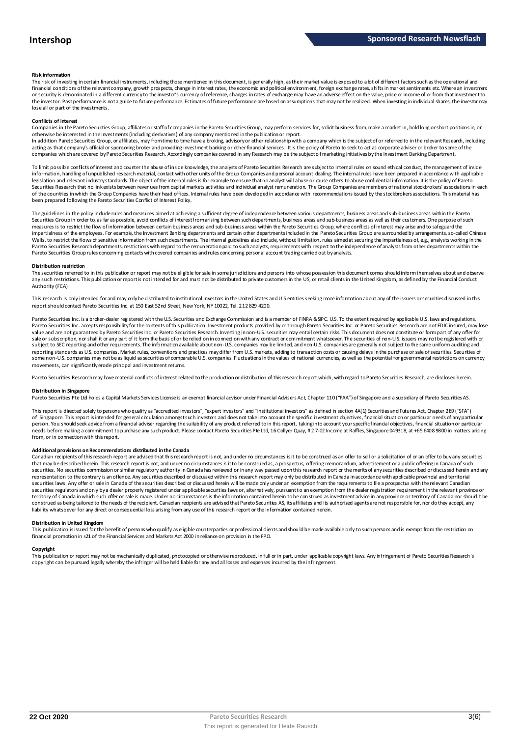**Risk information**

The risk of investing in certain financial instruments, including those mentioned in this document, is generally high, as their market value is exposed to a lot of different factors such as the operational and financial conditions of the relevant company, growth prospects, change in interest rates, the economic and political environment, foreign exchange rates, shifts in market sentiments etc. Where an investment or security is denominated in a different currency to the investor's currency of reference, changes in rates of exchange may have an adverse effect on the value, price or income of or from that investment to the investor. Past performance is not a guide to future performance. Estimates of future performance are based on assumptions that may not be realized. When investing in individual shares, the investor may lose all or part of the investments.

**Conflicts of interest**

Companies in the Pareto Securities Group, affiliates or staff of companies in the Pareto Securities Group, may perform services for, solicit business from, make a market in, hold long or short positions in, or otherwise be interested in the investments (including derivatives) of any company mentioned in the publication or report.

In addition Pareto Securities Group, or affiliates, may from time to time have a broking, advisory or other relationship with a company which is the subject of or referred to in the relevant Research, including acting as that company's official or sponsoring broker and providing investment banking or other financial services. It is the policy of Pareto to seek to act as corporate adviser or broker to some of the companies which are covered by Pareto Securities Research. Accordingly companies covered in any Research may be the subject of marketing initiatives by the Investment Banking Department.

To limit possible conflicts of interest and counter the abuse of inside knowledge, the analysts of Pareto Securities Research are subject to internal rules on sound ethical conduct, the management of inside information, handling of unpublished research material, contact with other units of the Group Companies and personal account dealing. The internal rules have been prepared in accordance with applicable legislation and relevant industry standards. The object of the internal rules is for example to ensure that no analyst will abuse or cause others to abuse confidential information. It is the policy of Pareto Securities Research that no link exists between revenues from capital markets activities and individual analyst remuneration. The Group Companies are members of national stockbrokers' associations in each of the countries in which the Group Companies have their head offices. Internal rules have been developed in accordance with recommendations issued by the stockbrokers associations. This material has been prepared following the Pareto Securities Conflict of Interest Policy.

The guidelines in the policy include rules and measures aimed at achieving a sufficient degree of independence between various departments, business areas and sub-business areas within the Pareto Securities Group in order to, as far as possible, avoid conflicts of interest from arising between such departments, business areas and sub-business areas as well as their customers. One purpose of such measures is to restrict the flow of information between certain business areas and sub-business areas within the Pareto Securities Group, where conflicts of interest may arise and to safeguard the impartialness of the employees. For example, the Investment Banking departments and certain other departments included in the Pareto Securities Group are surrounded by arrangements, so-called Chinese Walls, to restrict the flows of sensitive information from such departments. The internal guidelines also include, without limitation, rules aimed at securing the impartialness of, e.g., analysts working in the Pareto Securities Research departments, restrictions with regard to the remuneration paid to such analysts, requirements with respect to the independence of analysts from other departments within the Pareto Securities Group rules concerning contacts with covered companies and rules concerning personal account trading carried out by analysts.

**Distribution restriction**

The securities referred to in this publication or report may not be eligible for sale in some jurisdictions and persons into whose possession this document comes should inform themselves about and observe any such restrictions. This publication or report is not intended for and must not be distributed to private customers in the US, or retail clients in the United Kingdom, as defined by the Financial Conduct Authority (FCA).

This research is only intended for and may only be distributed to institutional investors in the United States and U.S entities seeking more information about any of the issuers or securities discussed in this report should contact Pareto Securities Inc. at 150 East 52nd Street, New York, NY 10022, Tel. 212 829 4200.

Pareto Securities Inc. is a broker-dealer registered with the U.S. Securities and Exchange Commission and is a member of FINRA & SIPC. U.S. To the extent required by applicable U.S. laws and regulations, Pareto Securities Inc. accepts responsibility for the contents of this publication. Investment products provided by or through Pareto Securities Inc. or Pareto Securities Research are not FDIC insured, may lose value and are not guaranteed by Pareto Securities Inc. or Pareto Securities Research. Investing in non-U.S. securities may entail certain risks. This document does not constitute or form part of any offer for sale or subscription, nor shall it or any part of it form the basis of or be relied on in connection with any contract or commitment whatsoever. The securities of non-U.S. issuers may not be registered with or subject to SEC reporting and other requirements. The information available about non-U.S. companies may be limited, and non-U.S. companies are generally not subject to the same uniform auditing and reporting standards as U.S. companies. Market rules, conventions and practices may differ from U.S. markets, adding to transaction costs or causing delays in the purchase or sale of securities. Securities of some non-U.S. companies may not be as liquid as securities of comparable U.S. companies. Fluctuations in the values of national currencies, as well as the potential for governmental restrictions on currency movements, can significantly erode principal and investment returns.

Pareto Securities Research may have material conflicts of interest related to the production or distribution of this research report which, with regard to Pareto Securities Research, are disclosed herein.

**Distribution in Singapore**

Pareto Securities Pte Ltd holds a Capital Markets Services License is an exempt financial advisor under Financial Advisers Act, Chapter 110 ("FAA") of Singapore and a subsidiary of Pareto Securities AS.

This report is directed solely to persons who qualify as "accredited investors", "expert investors" and "institutional investors" as defined in section 4A(1) Securities and Futures Act, Chapter 289 ("SFA") of Singapore. This report is intended for general circulation amongst such investors and does not take into account the specific investment objectives, financial situation or particular needs of any particular person. You should seek advice from a financial adviser regarding the suitability of any product referred to in this report, taking into account your specific financial objectives, financial situation or particular needs before making a commitment to purchase any such product. Please contact Pareto Securities Pte Ltd, 16 Collyer Quay, # 2 7-02 Income at Raffles, Singapore 049318, at +65 6408 9800 in matters arising from, or in connection with this report.

**Additional provisions on Recommendations distributed in the Canada**

Canadian recipients of this research report are advised that this research report is not, and under no circumstances is it to be construed as an offer to sell or a solicitation of or an offer to buy any securities that may be described herein. This research report is not, and under no circumstances is it to be construed as, a prospectus, offering memorandum, advertisement or a public offering in Canada of such securities. No securities commission or similar regulatory authority in Canada has reviewed or in any way passed upon this research report or the merits of any securities described or discussed herein and any representation to the contrary is an offence. Any securities described or discussed within this research report may only be distributed in Canada in accordance with applicable provincial and territorial securities laws. Any offer or sale in Canada of the securities described or discussed herein will be made only under an exemption from the requirements to file a prospectus with the relevant Canadian securities regulators and only by a dealer properly registered under applicable securities laws or, alternatively, pursuant to an exemption from the dealer registration requirement in the relevant province or territory of Canada in which such offer or sale is made. Under no circumstances is the information contained herein to be construed as investment advice in any province or territory of Canada nor should it be construed as being tailored to the needs of the recipient. Canadian recipients are advised that Pareto Securities AS, its affiliates and its authorized agents are not responsible for, nor do they accept, any liability whatsoever for any direct or consequential loss arising from any use of this research report or the information contained herein.

**Distribution in United Kingdom**

This publication is issued for the benefit of persons who qualify as eligible counterparties or professional clients and should be made available only to such persons and is exempt from the restriction on financial promotion in s21 of the Financial Services and Markets Act 2000 in reliance on provision in the FPO.

**Copyright**

This publication or report may not be mechanically duplicated, photocopied or otherwise reproduced, in full or in part, under applicable copyright laws. Any infringement of Pareto Securities Research´s copyright can be pursued legally whereby the infringer will be held liable for any and all losses and expenses incurred by the infringement.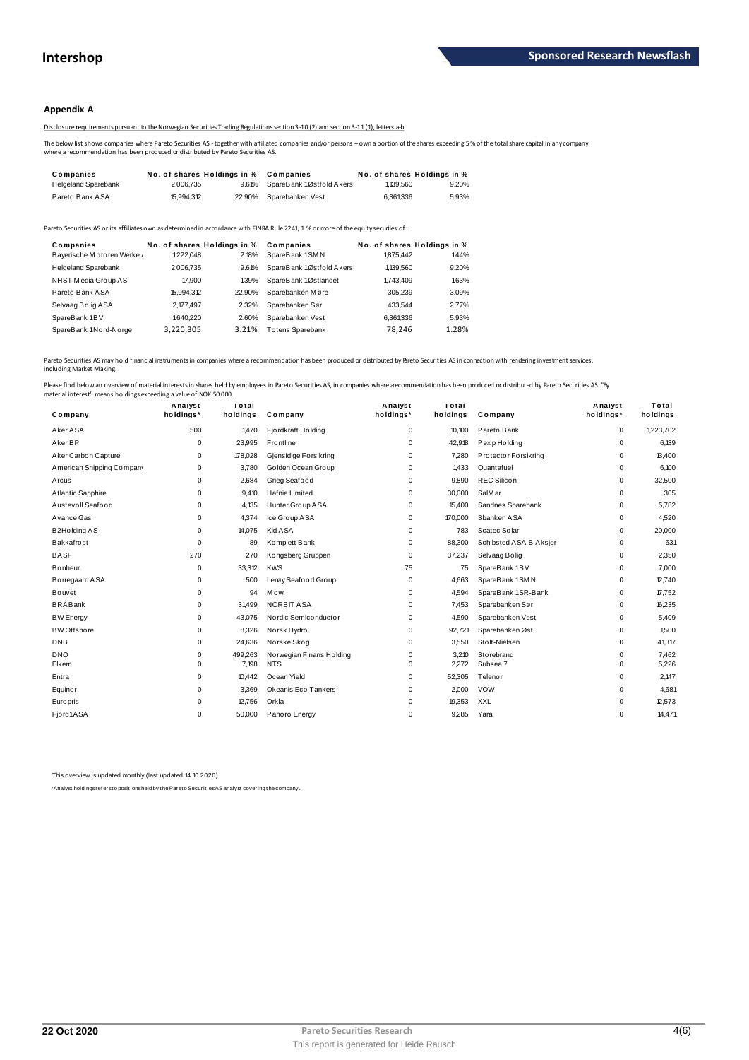## Appendix A

Disclosure requirements pursuant to the Norwegian Securities Trading Regulations section 3-10 (2) and section 3-11 (1), letters a-b

The below list shows companies where Pareto Securities AS - together with affiliated companies and/or persons – own a portion of the shares exceeding 5 % of the total share capital in any company where a recommendation has been produced or distributed by Pareto Securities AS.

| Companies | No. of shares | Holdings in % | Companies | No. of shares | Holdings in % |
|---|---|---|---|---|---|
| Helgeland Sparebank | 2,006,735 | 9.61% | SpareBank 1 Østfold Akersl | 1,139,560 | 9.20% |
| Pareto Bank ASA | 15,994,312 | 22.90% | Sparebanken Vest | 6,361,336 | 5.93% |

Pareto Securities AS or its affiliates own as determined in accordance with FINRA Rule 2241, 1 % or more of the equity securities of :

| Companies | No. of shares | Holdings in % | Companies | No. of shares | Holdings in % |
|---|---|---|---|---|---|
| Bayerische Motoren Werke / | 1,222,048 | 2.18% | SpareBank 1 SMN | 1,875,442 | 1.44% |
| Helgeland Sparebank | 2,006,735 | 9.61% | SpareBank 1 Østfold Akersl | 1,139,560 | 9.20% |
| NHST Media Group AS | 17,900 | 1.39% | SpareBank 1 Østlandet | 1,743,409 | 1.63% |
| Pareto Bank ASA | 15,994,312 | 22.90% | Sparebanken Møre | 305,239 | 3.09% |
| Selvaag Bolig ASA | 2,177,497 | 2.32% | Sparebanken Sør | 433,544 | 2.77% |
| SpareBank 1 BV | 1,640,220 | 2.60% | Sparebanken Vest | 6,361,336 | 5.93% |
| SpareBank 1 Nord-Norge | 3,220,305 | 3.21% | Totens Sparebank | 78,246 | 1.28% |

Pareto Securities AS may hold financial instruments in companies where a recommendation has been produced or distributed by Pareto Securities AS in connection with rendering investment services, including Market Making.

Please find below an overview of material interests in shares held by employees in Pareto Securities AS, in companies where a recommendation has been produced or distributed by Pareto Securities AS. "By material interest" means holdings exceeding a value of NOK 50 000.

| Company | Analyst holdings* | Total holdings | Company | Analyst holdings* | Total holdings | Company | Analyst holdings* | Total holdings |
|---|---|---|---|---|---|---|---|---|
| Aker ASA | 500 | 1,470 | Fjordkraft Holding | 0 | 10,100 | Pareto Bank | 0 | 1,223,702 |
| Aker BP | 0 | 23,995 | Frontline | 0 | 42,918 | Pexip Holding | 0 | 6,139 |
| Aker Carbon Capture | 0 | 178,028 | Gjensidige Forsikring | 0 | 7,280 | Protector Forsikring | 0 | 13,400 |
| American Shipping Company | 0 | 3,780 | Golden Ocean Group | 0 | 1,433 | Quantafuel | 0 | 6,100 |
| Arcus | 0 | 2,684 | Grieg Seafood | 0 | 9,890 | REC Silicon | 0 | 32,500 |
| Atlantic Sapphire | 0 | 9,410 | Hafnia Limited | 0 | 30,000 | SalMar | 0 | 305 |
| Austevoll Seafood | 0 | 4,135 | Hunter Group ASA | 0 | 15,400 | Sandnes Sparebank | 0 | 5,782 |
| Avance Gas | 0 | 4,374 | Ice Group ASA | 0 | 170,000 | Sbanken ASA | 0 | 4,520 |
| B2Holding AS | 0 | 14,075 | Kid ASA | 0 | 783 | Scatec Solar | 0 | 20,000 |
| Bakkafrost | 0 | 89 | Komplett Bank | 0 | 88,300 | Schibsted ASA B Aksjer | 0 | 631 |
| BASF | 270 | 270 | Kongsberg Gruppen | 0 | 37,237 | Selvaag Bolig | 0 | 2,350 |
| Bonheur | 0 | 33,312 | KWS | 75 | 75 | SpareBank 1 BV | 0 | 7,000 |
| Borregaard ASA | 0 | 500 | Lerøy Seafood Group | 0 | 4,663 | SpareBank 1 SMN | 0 | 12,740 |
| Bouvet | 0 | 94 | Mowi | 0 | 4,594 | SpareBank 1 SR-Bank | 0 | 17,752 |
| BRABank | 0 | 31,499 | NORBIT ASA | 0 | 7,453 | Sparebanken Sør | 0 | 16,235 |
| BW Energy | 0 | 43,075 | Nordic Semiconductor | 0 | 4,590 | Sparebanken Vest | 0 | 5,409 |
| BW Offshore | 0 | 8,326 | Norsk Hydro | 0 | 92,721 | Sparebanken Øst | 0 | 1,500 |
| DNB | 0 | 24,636 | Norske Skog | 0 | 3,550 | Stolt-Nielsen | 0 | 41,317 |
| DNO | 0 | 499,263 | Norwegian Finans Holding | 0 | 3,210 | Storebrand | 0 | 7,462 |
| Elkem | 0 | 7,198 | NTS | 0 | 2,272 | Subsea 7 | 0 | 5,226 |
| Entra | 0 | 10,442 | Ocean Yield | 0 | 52,305 | Telenor | 0 | 2,147 |
| Equinor | 0 | 3,369 | Okeanis Eco Tankers | 0 | 2,000 | VOW | 0 | 4,681 |
| Europris | 0 | 12,756 | Orkla | 0 | 19,353 | XXL | 0 | 12,573 |
| Fjord1 ASA | 0 | 50,000 | Panoro Energy | 0 | 9,285 | Yara | 0 | 14,471 |

This overview is updated monthly (last updated 14.10.2020).

*Analyst holdings refers to positions held by the Pareto Securities AS analyst covering the company.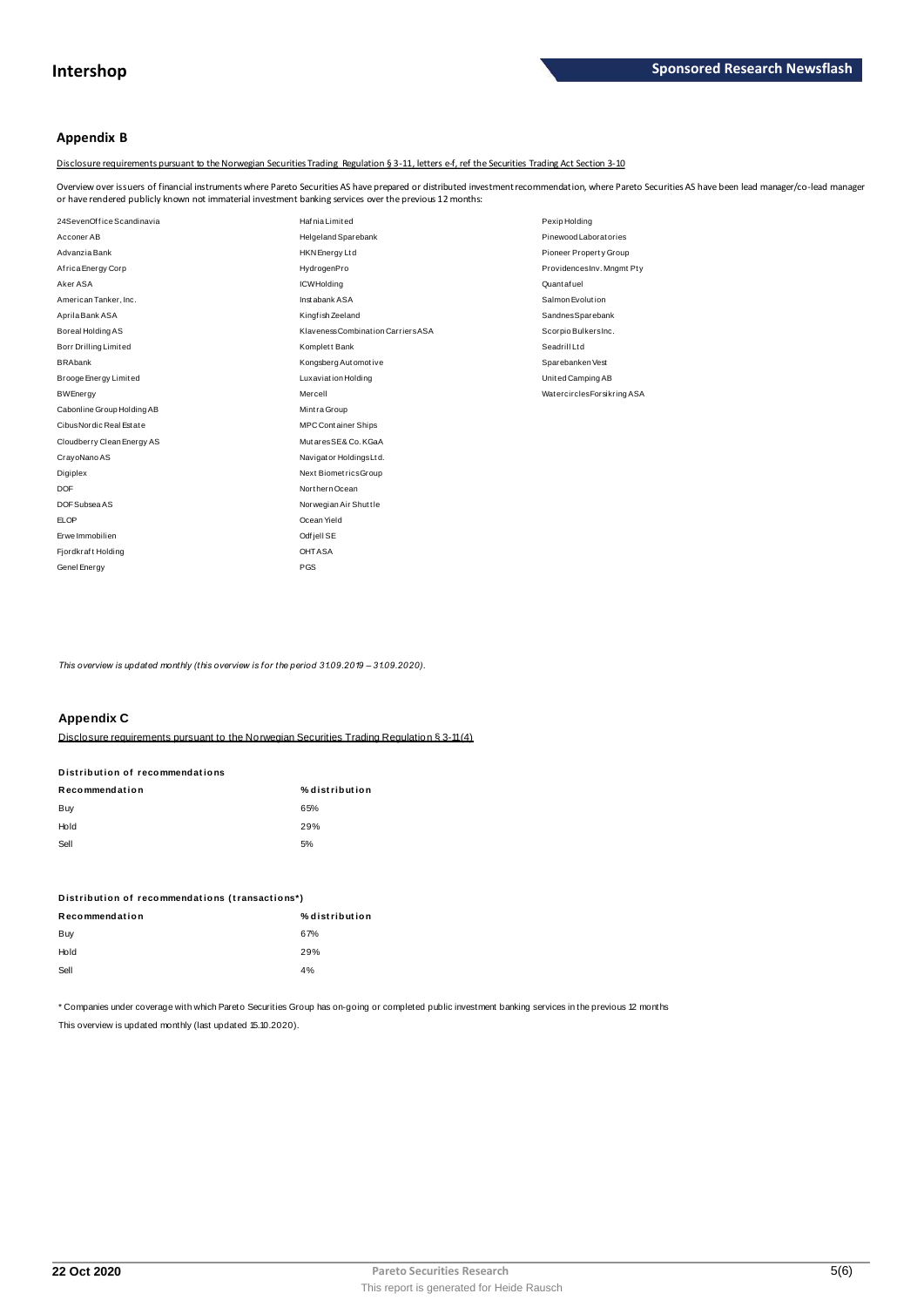## Appendix B

Disclosure requirements pursuant to the Norwegian Securities Trading Regulation § 3-11, letters e-f, ref the Securities Trading Act Section 3-10

Overview over issuers of financial instruments where Pareto Securities AS have prepared or distributed investment recommendation, where Pareto Securities AS have been lead manager/co-lead manager or have rendered publicly known not immaterial investment banking services over the previous 12 months:

- 24SevenOffice Scandinavia
- Acconer AB
- Advanzia Bank
- Africa Energy Corp
- Aker ASA
- American Tanker, Inc.
- Aprila Bank ASA
- Boreal Holding AS
- Borr Drilling Limited
- BRAbank
- Brooge Energy Limited
- BWEnergy
- Cabonline Group Holding AB
- Cibus Nordic Real Estate
- Cloudberry Clean Energy AS
- CrayoNano AS
- Digiplex
- DOF
- DOF Subsea AS
- ELOP
- Erwe Immobilien
- Fjordkraft Holding
- Genel Energy
- Hafnia Limited
- Helgeland Sparebank
- HKN Energy Ltd
- HydrogenPro
- ICWHolding
- Instabank ASA
- Kingfish Zeeland
- Klaveness Combination Carriers ASA
- Komplett Bank
- Kongsberg Automotive
- Luxaviation Holding
- Mercell
- Mintra Group
- MPC Container Ships
- Mutares SE& Co. KGaA
- Navigator Holdings Ltd.
- Next Biometrics Group
- Northern Ocean
- Norwegian Air Shuttle
- Ocean Yield
- Odfjell SE
- OHT ASA
- PGS
- Pexip Holding
- Pinewood Laboratories
- Pioneer Property Group
- Providences Inv. Mngmt Pty
- Quantafuel
- Salmon Evolution
- Sandnes Sparebank
- Scorpio Bulkers Inc.
- Seadrill Ltd
- Sparebanken Vest
- United Camping AB
- Watercircles Forsikring ASA

*This overview is updated monthly (this overview is for the period 31.09.2019 – 31.09.2020).*

## Appendix C

Disclosure requirements pursuant to the Norwegian Securities Trading Regulation § 3-11(4)

**Distribution of recommendations**

| Recommendation | % distribution |
|---|---|
| Buy | 65% |
| Hold | 29% |
| Sell | 5% |

**Distribution of recommendations (transactions\*)**

| Recommendation | % distribution |
|---|---|
| Buy | 67% |
| Hold | 29% |
| Sell | 4% |

\* Companies under coverage with which Pareto Securities Group has on-going or completed public investment banking services in the previous 12 months

This overview is updated monthly (last updated 15.10.2020).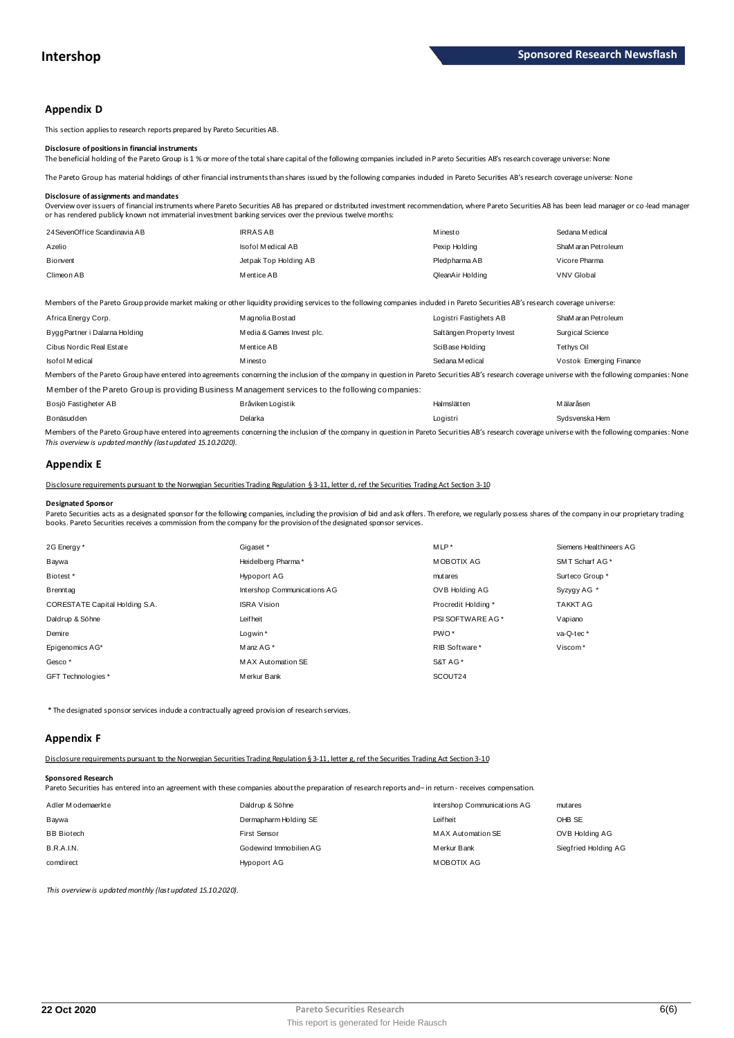## Appendix D

This section applies to research reports prepared by Pareto Securities AB.

**Disclosure of positions in financial instruments**

The beneficial holding of the Pareto Group is 1 % or more of the total share capital of the following companies included in Pareto Securities AB's research coverage universe: None

The Pareto Group has material holdings of other financial instruments than shares issued by the following companies included in Pareto Securities AB's research coverage universe: None

**Disclosure of assignments and mandates**

Overview over issuers of financial instruments where Pareto Securities AB has prepared or distributed investment recommendation, where Pareto Securities AB has been lead manager or co-lead manager or has rendered publicly known not immaterial investment banking services over the previous twelve months:

| | | | |
|---|---|---|---|
| 24SevenOffice Scandinavia AB | IRRAS AB | Minesto | Sedana Medical |
| Azelio | Isofol Medical AB | Pexip Holding | ShaMaran Petroleum |
| Bionvent | Jetpak Top Holding AB | Pledpharma AB | Vicore Pharma |
| Climeon AB | Mentice AB | QleanAir Holding | VNV Global |

Members of the Pareto Group provide market making or other liquidity providing services to the following companies included in Pareto Securities AB's research coverage universe:

| | | | |
|---|---|---|---|
| Africa Energy Corp. | Magnolia Bostad | Logistri Fastighets AB | ShaMaran Petroleum |
| ByggPartner i Dalarna Holding | Media & Games Invest plc. | Saltängen Property Invest | Surgical Science |
| Cibus Nordic Real Estate | Mentice AB | SciBase Holding | Tethys Oil |
| Isofol Medical | Minesto | Sedana Medical | Vostok Emerging Finance |

Members of the Pareto Group have entered into agreements concerning the inclusion of the company in question in Pareto Securities AB's research coverage universe with the following companies: None

Member of the Pareto Group is providing Business Management services to the following companies:

| | | | |
|---|---|---|---|
| Bosjö Fastigheter AB | Bråviken Logistik | Halmslätten | Mälaråsen |
| Bonäsudden | Delarka | Logistri | Sydsvenska Hem |

Members of the Pareto Group have entered into agreements concerning the inclusion of the company in question in Pareto Securities AB's research coverage universe with the following companies: None

*This overview is updated monthly (last updated 15.10.2020).*

## Appendix E

Disclosure requirements pursuant to the Norwegian Securities Trading Regulation § 3-11, letter d, ref the Securities Trading Act Section 3-10

**Designated Sponsor**

Pareto Securities acts as a designated sponsor for the following companies, including the provision of bid and ask offers. Therefore, we regularly possess shares of the company in our proprietary trading books. Pareto Securities receives a commission from the company for the provision of the designated sponsor services.

| | | | |
|---|---|---|---|
| 2G Energy * | Gigaset * | MLP * | Siemens Healthineers AG |
| Baywa | Heidelberg Pharma * | MOBOTIX AG | SMT Scharf AG * |
| Biotest * | Hypoport AG | mutares | Surteco Group * |
| Brenntag | Intershop Communications AG | OVB Holding AG | Syzygy AG * |
| CORESTATE Capital Holding S.A. | ISRA Vision | Procredit Holding * | TAKKT AG |
| Daldrup & Söhne | Leifheit | PSI SOFTWARE AG * | Vapiano |
| Demire | Logwin * | PWO * | va-Q-tec * |
| Epigenomics AG* | Manz AG * | RIB Software * | Viscom * |
| Gesco * | MAX Automation SE | S&T AG * | |
| GFT Technologies * | Merkur Bank | SCOUT24 | |

\* The designated sponsor services include a contractually agreed provision of research services.

## Appendix F

Disclosure requirements pursuant to the Norwegian Securities Trading Regulation § 3-11, letter g, ref the Securities Trading Act Section 3-10

**Sponsored Research**

Pareto Securities has entered into an agreement with these companies about the preparation of research reports and – in return - receives compensation.

| | | | |
|---|---|---|---|
| Adler Modemaerkte | Daldrup & Söhne | Intershop Communications AG | mutares |
| Baywa | Dermapharm Holding SE | Leifheit | OHB SE |
| BB Biotech | First Sensor | MAX Automation SE | OVB Holding AG |
| B.R.A.I.N. | Godewind Immobilien AG | Merkur Bank | Siegfried Holding AG |
| comdirect | Hypoport AG | MOBOTIX AG | |

*This overview is updated monthly (last updated 15.10.2020).*